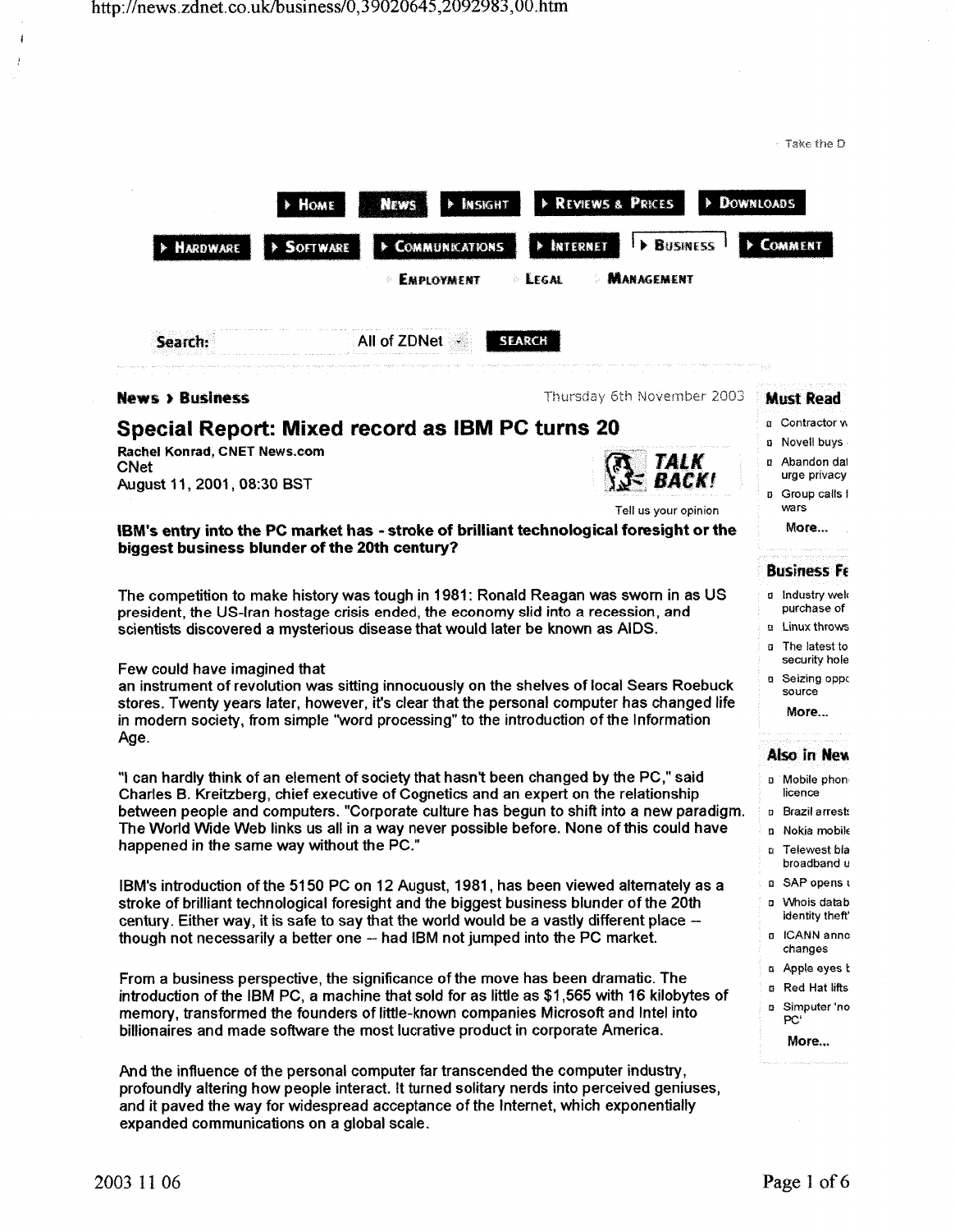News › Business

Thursday 6th November 2003

# Special Report: Mixed record as IBM PC turns 20

Rachel Konrad, CNET News.com
CNet
August 11, 2001, 08:30 BST

**IBM's entry into the PC market has - stroke of brilliant technological foresight or the biggest business blunder of the 20th century?**

The competition to make history was tough in 1981: Ronald Reagan was sworn in as US president, the US-Iran hostage crisis ended, the economy slid into a recession, and scientists discovered a mysterious disease that would later be known as AIDS.

Few could have imagined that
an instrument of revolution was sitting innocuously on the shelves of local Sears Roebuck stores. Twenty years later, however, it's clear that the personal computer has changed life in modern society, from simple "word processing" to the introduction of the Information Age.

"I can hardly think of an element of society that hasn't been changed by the PC," said Charles B. Kreitzberg, chief executive of Cognetics and an expert on the relationship between people and computers. "Corporate culture has begun to shift into a new paradigm. The World Wide Web links us all in a way never possible before. None of this could have happened in the same way without the PC."

IBM's introduction of the 5150 PC on 12 August, 1981, has been viewed alternately as a stroke of brilliant technological foresight and the biggest business blunder of the 20th century. Either way, it is safe to say that the world would be a vastly different place -- though not necessarily a better one -- had IBM not jumped into the PC market.

From a business perspective, the significance of the move has been dramatic. The introduction of the IBM PC, a machine that sold for as little as $1,565 with 16 kilobytes of memory, transformed the founders of little-known companies Microsoft and Intel into billionaires and made software the most lucrative product in corporate America.

And the influence of the personal computer far transcended the computer industry, profoundly altering how people interact. It turned solitary nerds into perceived geniuses, and it paved the way for widespread acceptance of the Internet, which exponentially expanded communications on a global scale.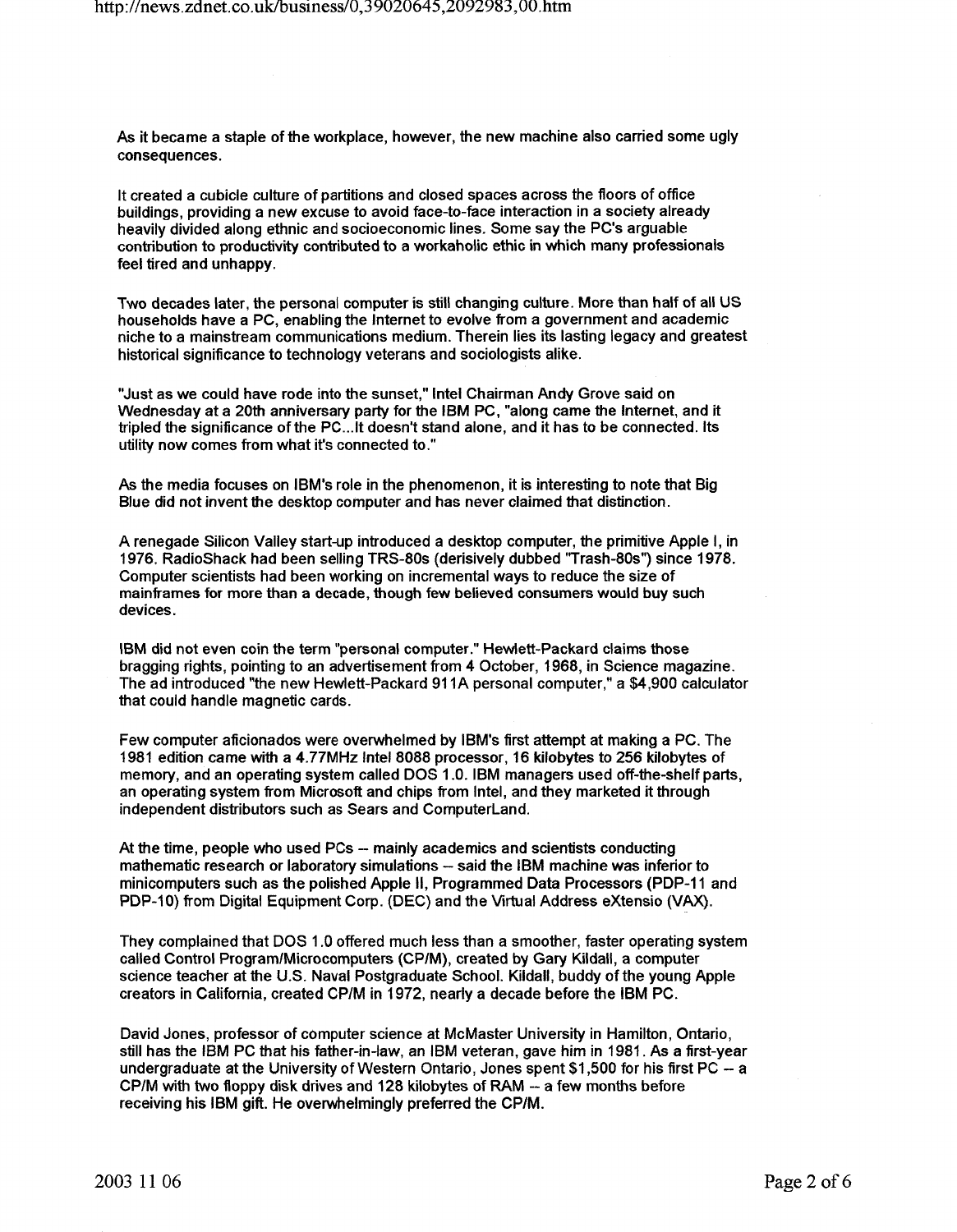As it became a staple of the workplace, however, the new machine also carried some ugly consequences.

It created a cubicle culture of partitions and closed spaces across the floors of office buildings, providing a new excuse to avoid face-to-face interaction in a society already heavily divided along ethnic and socioeconomic lines. Some say the PC's arguable contribution to productivity contributed to a workaholic ethic in which many professionals feel tired and unhappy.

Two decades later, the personal computer is still changing culture. More than half of all US households have a PC, enabling the Internet to evolve from a government and academic niche to a mainstream communications medium. Therein lies its lasting legacy and greatest historical significance to technology veterans and sociologists alike.

"Just as we could have rode into the sunset," Intel Chairman Andy Grove said on Wednesday at a 20th anniversary party for the IBM PC, "along came the Internet, and it tripled the significance of the PC...It doesn't stand alone, and it has to be connected. Its utility now comes from what it's connected to."

As the media focuses on IBM's role in the phenomenon, it is interesting to note that Big Blue did not invent the desktop computer and has never claimed that distinction.

A renegade Silicon Valley start-up introduced a desktop computer, the primitive Apple I, in 1976. RadioShack had been selling TRS-80s (derisively dubbed "Trash-80s") since 1978. Computer scientists had been working on incremental ways to reduce the size of mainframes for more than a decade, though few believed consumers would buy such devices.

IBM did not even coin the term "personal computer." Hewlett-Packard claims those bragging rights, pointing to an advertisement from 4 October, 1968, in Science magazine. The ad introduced "the new Hewlett-Packard 911A personal computer," a $4,900 calculator that could handle magnetic cards.

Few computer aficionados were overwhelmed by IBM's first attempt at making a PC. The 1981 edition came with a 4.77MHz Intel 8088 processor, 16 kilobytes to 256 kilobytes of memory, and an operating system called DOS 1.0. IBM managers used off-the-shelf parts, an operating system from Microsoft and chips from Intel, and they marketed it through independent distributors such as Sears and ComputerLand.

At the time, people who used PCs -- mainly academics and scientists conducting mathematic research or laboratory simulations -- said the IBM machine was inferior to minicomputers such as the polished Apple II, Programmed Data Processors (PDP-11 and PDP-10) from Digital Equipment Corp. (DEC) and the Virtual Address eXtensio (VAX).

They complained that DOS 1.0 offered much less than a smoother, faster operating system called Control Program/Microcomputers (CP/M), created by Gary Kildall, a computer science teacher at the U.S. Naval Postgraduate School. Kildall, buddy of the young Apple creators in California, created CP/M in 1972, nearly a decade before the IBM PC.

David Jones, professor of computer science at McMaster University in Hamilton, Ontario, still has the IBM PC that his father-in-law, an IBM veteran, gave him in 1981. As a first-year undergraduate at the University of Western Ontario, Jones spent $1,500 for his first PC -- a CP/M with two floppy disk drives and 128 kilobytes of RAM -- a few months before receiving his IBM gift. He overwhelmingly preferred the CP/M.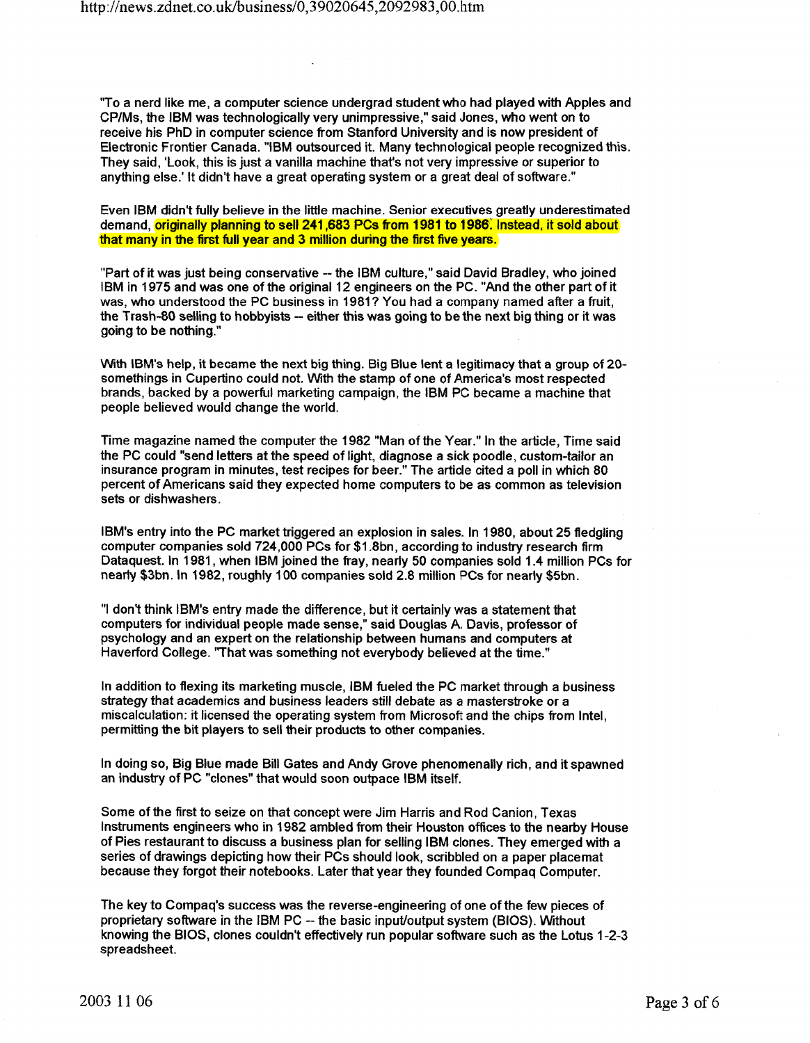"To a nerd like me, a computer science undergrad student who had played with Apples and CP/Ms, the IBM was technologically very unimpressive," said Jones, who went on to receive his PhD in computer science from Stanford University and is now president of Electronic Frontier Canada. "IBM outsourced it. Many technological people recognized this. They said, 'Look, this is just a vanilla machine that's not very impressive or superior to anything else.' It didn't have a great operating system or a great deal of software."

Even IBM didn't fully believe in the little machine. Senior executives greatly underestimated demand, originally planning to sell 241,683 PCs from 1981 to 1986. Instead, it sold about that many in the first full year and 3 million during the first five years.

"Part of it was just being conservative -- the IBM culture," said David Bradley, who joined IBM in 1975 and was one of the original 12 engineers on the PC. "And the other part of it was, who understood the PC business in 1981? You had a company named after a fruit, the Trash-80 selling to hobbyists -- either this was going to be the next big thing or it was going to be nothing."

With IBM's help, it became the next big thing. Big Blue lent a legitimacy that a group of 20-somethings in Cupertino could not. With the stamp of one of America's most respected brands, backed by a powerful marketing campaign, the IBM PC became a machine that people believed would change the world.

Time magazine named the computer the 1982 "Man of the Year." In the article, Time said the PC could "send letters at the speed of light, diagnose a sick poodle, custom-tailor an insurance program in minutes, test recipes for beer." The article cited a poll in which 80 percent of Americans said they expected home computers to be as common as television sets or dishwashers.

IBM's entry into the PC market triggered an explosion in sales. In 1980, about 25 fledgling computer companies sold 724,000 PCs for $1.8bn, according to industry research firm Dataquest. In 1981, when IBM joined the fray, nearly 50 companies sold 1.4 million PCs for nearly $3bn. In 1982, roughly 100 companies sold 2.8 million PCs for nearly $5bn.

"I don't think IBM's entry made the difference, but it certainly was a statement that computers for individual people made sense," said Douglas A. Davis, professor of psychology and an expert on the relationship between humans and computers at Haverford College. "That was something not everybody believed at the time."

In addition to flexing its marketing muscle, IBM fueled the PC market through a business strategy that academics and business leaders still debate as a masterstroke or a miscalculation: it licensed the operating system from Microsoft and the chips from Intel, permitting the bit players to sell their products to other companies.

In doing so, Big Blue made Bill Gates and Andy Grove phenomenally rich, and it spawned an industry of PC "clones" that would soon outpace IBM itself.

Some of the first to seize on that concept were Jim Harris and Rod Canion, Texas Instruments engineers who in 1982 ambled from their Houston offices to the nearby House of Pies restaurant to discuss a business plan for selling IBM clones. They emerged with a series of drawings depicting how their PCs should look, scribbled on a paper placemat because they forgot their notebooks. Later that year they founded Compaq Computer.

The key to Compaq's success was the reverse-engineering of one of the few pieces of proprietary software in the IBM PC -- the basic input/output system (BIOS). Without knowing the BIOS, clones couldn't effectively run popular software such as the Lotus 1-2-3 spreadsheet.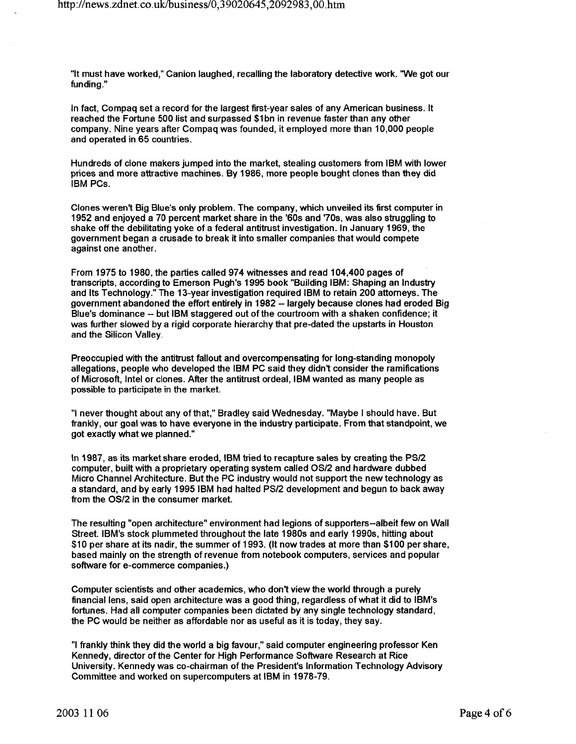"It must have worked," Canion laughed, recalling the laboratory detective work. "We got our funding."

In fact, Compaq set a record for the largest first-year sales of any American business. It reached the Fortune 500 list and surpassed $1bn in revenue faster than any other company. Nine years after Compaq was founded, it employed more than 10,000 people and operated in 65 countries.

Hundreds of clone makers jumped into the market, stealing customers from IBM with lower prices and more attractive machines. By 1986, more people bought clones than they did IBM PCs.

Clones weren't Big Blue's only problem. The company, which unveiled its first computer in 1952 and enjoyed a 70 percent market share in the '60s and '70s, was also struggling to shake off the debilitating yoke of a federal antitrust investigation. In January 1969, the government began a crusade to break it into smaller companies that would compete against one another.

From 1975 to 1980, the parties called 974 witnesses and read 104,400 pages of transcripts, according to Emerson Pugh's 1995 book "Building IBM: Shaping an Industry and Its Technology." The 13-year investigation required IBM to retain 200 attorneys. The government abandoned the effort entirely in 1982 -- largely because clones had eroded Big Blue's dominance -- but IBM staggered out of the courtroom with a shaken confidence; it was further slowed by a rigid corporate hierarchy that pre-dated the upstarts in Houston and the Silicon Valley.

Preoccupied with the antitrust fallout and overcompensating for long-standing monopoly allegations, people who developed the IBM PC said they didn't consider the ramifications of Microsoft, Intel or clones. After the antitrust ordeal, IBM wanted as many people as possible to participate in the market.

"I never thought about any of that," Bradley said Wednesday. "Maybe I should have. But frankly, our goal was to have everyone in the industry participate. From that standpoint, we got exactly what we planned."

In 1987, as its market share eroded, IBM tried to recapture sales by creating the PS/2 computer, built with a proprietary operating system called OS/2 and hardware dubbed Micro Channel Architecture. But the PC industry would not support the new technology as a standard, and by early 1995 IBM had halted PS/2 development and begun to back away from the OS/2 in the consumer market.

The resulting "open architecture" environment had legions of supporters--albeit few on Wall Street. IBM's stock plummeted throughout the late 1980s and early 1990s, hitting about $10 per share at its nadir, the summer of 1993. (It now trades at more than $100 per share, based mainly on the strength of revenue from notebook computers, services and popular software for e-commerce companies.)

Computer scientists and other academics, who don't view the world through a purely financial lens, said open architecture was a good thing, regardless of what it did to IBM's fortunes. Had all computer companies been dictated by any single technology standard, the PC would be neither as affordable nor as useful as it is today, they say.

"I frankly think they did the world a big favour," said computer engineering professor Ken Kennedy, director of the Center for High Performance Software Research at Rice University. Kennedy was co-chairman of the President's Information Technology Advisory Committee and worked on supercomputers at IBM in 1978-79.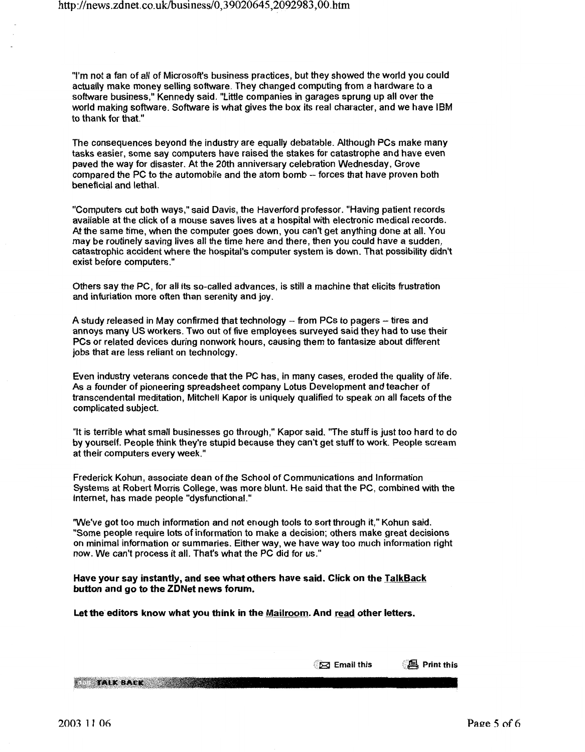"I'm not a fan of all of Microsoft's business practices, but they showed the world you could actually make money selling software. They changed computing from a hardware to a software business," Kennedy said. "Little companies in garages sprung up all over the world making software. Software is what gives the box its real character, and we have IBM to thank for that."

The consequences beyond the industry are equally debatable. Although PCs make many tasks easier, some say computers have raised the stakes for catastrophe and have even paved the way for disaster. At the 20th anniversary celebration Wednesday, Grove compared the PC to the automobile and the atom bomb -- forces that have proven both beneficial and lethal.

"Computers cut both ways," said Davis, the Haverford professor. "Having patient records available at the click of a mouse saves lives at a hospital with electronic medical records. At the same time, when the computer goes down, you can't get anything done at all. You may be routinely saving lives all the time here and there, then you could have a sudden, catastrophic accident where the hospital's computer system is down. That possibility didn't exist before computers."

Others say the PC, for all its so-called advances, is still a machine that elicits frustration and infuriation more often than serenity and joy.

A study released in May confirmed that technology -- from PCs to pagers -- tires and annoys many US workers. Two out of five employees surveyed said they had to use their PCs or related devices during nonwork hours, causing them to fantasize about different jobs that are less reliant on technology.

Even industry veterans concede that the PC has, in many cases, eroded the quality of life. As a founder of pioneering spreadsheet company Lotus Development and teacher of transcendental meditation, Mitchell Kapor is uniquely qualified to speak on all facets of the complicated subject.

"It is terrible what small businesses go through," Kapor said. "The stuff is just too hard to do by yourself. People think they're stupid because they can't get stuff to work. People scream at their computers every week."

Frederick Kohun, associate dean of the School of Communications and Information Systems at Robert Morris College, was more blunt. He said that the PC, combined with the Internet, has made people "dysfunctional."

"We've got too much information and not enough tools to sort through it," Kohun said. "Some people require lots of information to make a decision; others make great decisions on minimal information or summaries. Either way, we have way too much information right now. We can't process it all. That's what the PC did for us."

**Have your say instantly, and see what others have said. Click on the TalkBack button and go to the ZDNet news forum.**

**Let the editors know what you think in the Mailroom. And read other letters.**

Email this    Print this

TALK BACK